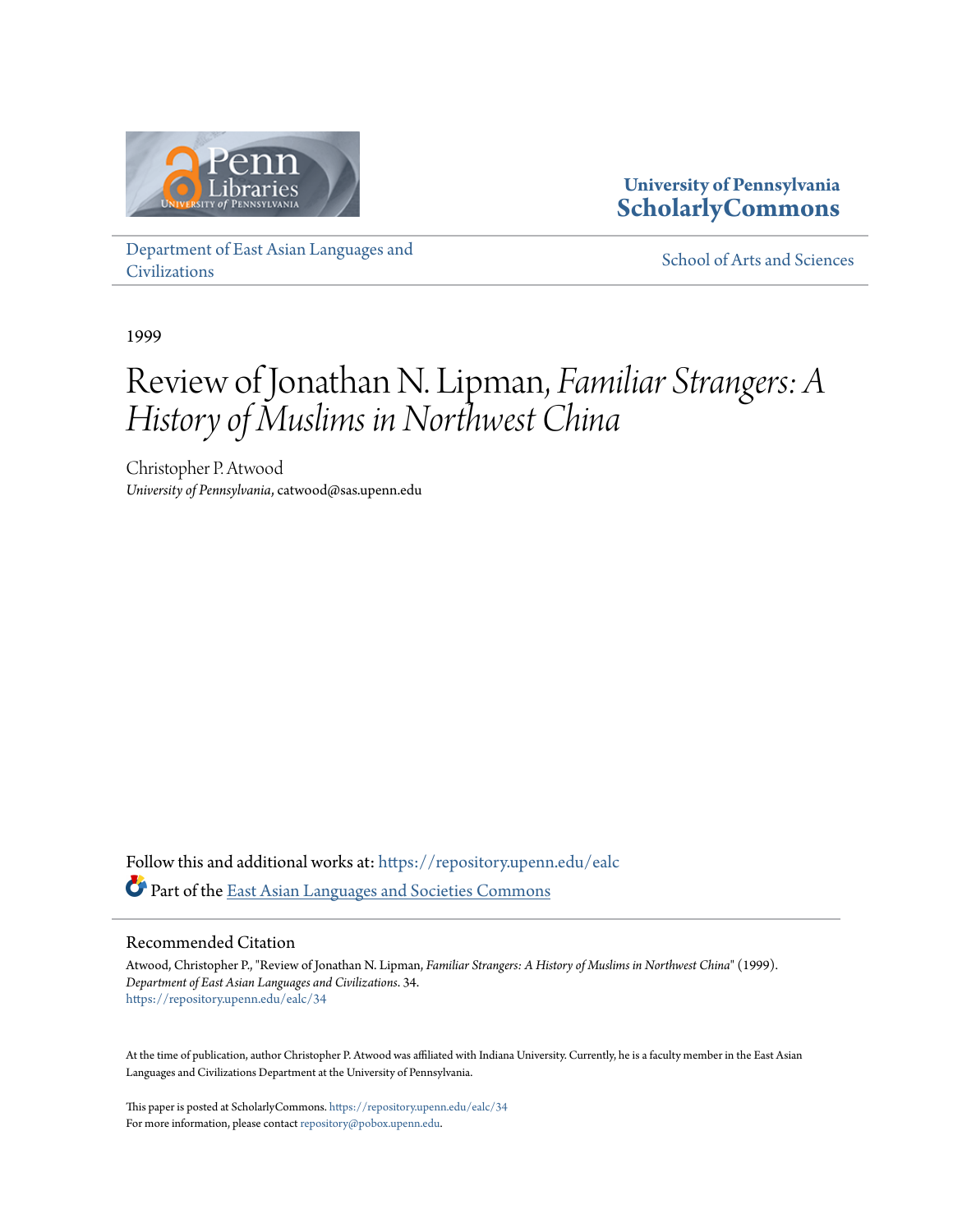University of Pennsylvania
**ScholarlyCommons**

Department of East Asian Languages and Civilizations

School of Arts and Sciences

1999

# Review of Jonathan N. Lipman, *Familiar Strangers: A History of Muslims in Northwest China*

Christopher P. Atwood
*University of Pennsylvania*, catwood@sas.upenn.edu

Follow this and additional works at: https://repository.upenn.edu/ealc

Part of the East Asian Languages and Societies Commons

## Recommended Citation

Atwood, Christopher P., "Review of Jonathan N. Lipman, *Familiar Strangers: A History of Muslims in Northwest China*" (1999). *Department of East Asian Languages and Civilizations*. 34.
https://repository.upenn.edu/ealc/34

At the time of publication, author Christopher P. Atwood was affiliated with Indiana University. Currently, he is a faculty member in the East Asian Languages and Civilizations Department at the University of Pennsylvania.

This paper is posted at ScholarlyCommons. https://repository.upenn.edu/ealc/34
For more information, please contact repository@pobox.upenn.edu.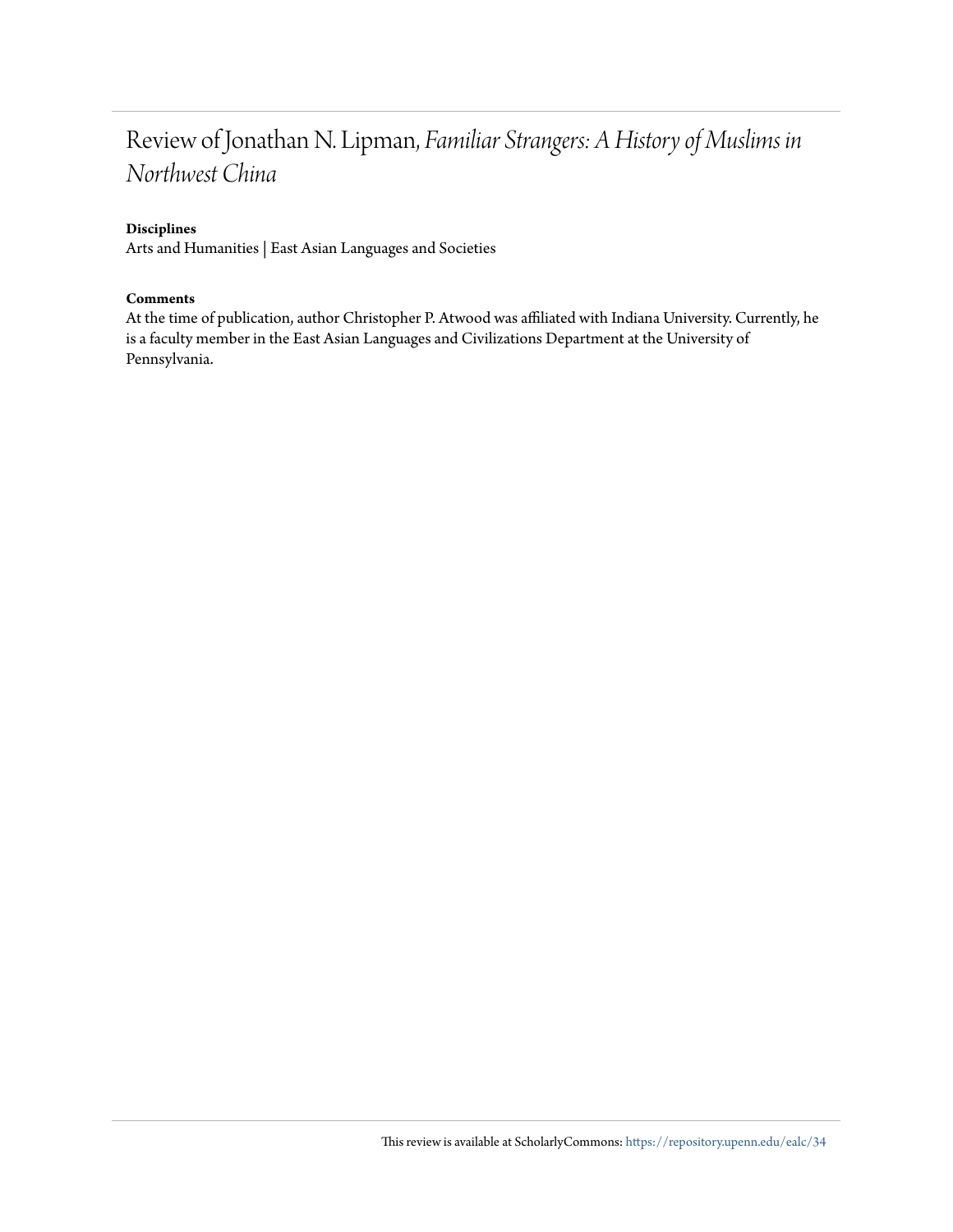# Review of Jonathan N. Lipman, *Familiar Strangers: A History of Muslims in Northwest China*

**Disciplines**

Arts and Humanities | East Asian Languages and Societies

**Comments**

At the time of publication, author Christopher P. Atwood was affiliated with Indiana University. Currently, he is a faculty member in the East Asian Languages and Civilizations Department at the University of Pennsylvania.

This review is available at ScholarlyCommons: https://repository.upenn.edu/ealc/34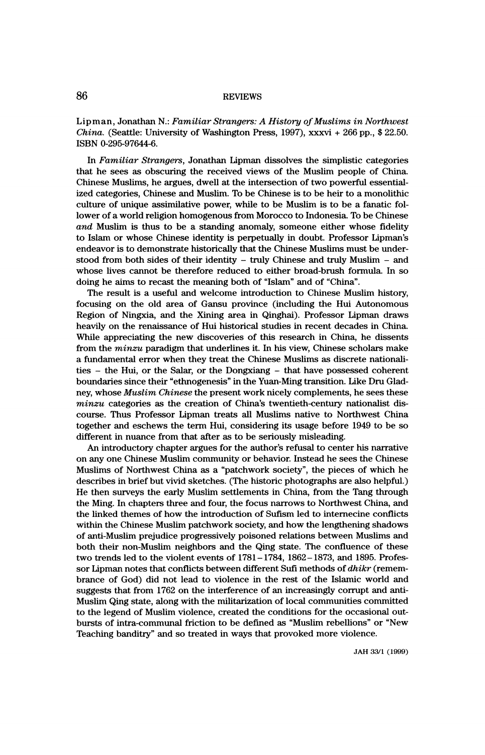Lipman, Jonathan N.: *Familiar Strangers: A History of Muslims in Northwest China.* (Seattle: University of Washington Press, 1997), xxxvi + 266 pp., $ 22.50. ISBN 0-295-97644-6.

In *Familiar Strangers*, Jonathan Lipman dissolves the simplistic categories that he sees as obscuring the received views of the Muslim people of China. Chinese Muslims, he argues, dwell at the intersection of two powerful essentialized categories, Chinese and Muslim. To be Chinese is to be heir to a monolithic culture of unique assimilative power, while to be Muslim is to be a fanatic follower of a world religion homogenous from Morocco to Indonesia. To be Chinese *and* Muslim is thus to be a standing anomaly, someone either whose fidelity to Islam or whose Chinese identity is perpetually in doubt. Professor Lipman's endeavor is to demonstrate historically that the Chinese Muslims must be understood from both sides of their identity – truly Chinese and truly Muslim – and whose lives cannot be therefore reduced to either broad-brush formula. In so doing he aims to recast the meaning both of "Islam" and of "China".

The result is a useful and welcome introduction to Chinese Muslim history, focusing on the old area of Gansu province (including the Hui Autonomous Region of Ningxia, and the Xining area in Qinghai). Professor Lipman draws heavily on the renaissance of Hui historical studies in recent decades in China. While appreciating the new discoveries of this research in China, he dissents from the *minzu* paradigm that underlines it. In his view, Chinese scholars make a fundamental error when they treat the Chinese Muslims as discrete nationalities – the Hui, or the Salar, or the Dongxiang – that have possessed coherent boundaries since their "ethnogenesis" in the Yuan-Ming transition. Like Dru Gladney, whose *Muslim Chinese* the present work nicely complements, he sees these *minzu* categories as the creation of China's twentieth-century nationalist discourse. Thus Professor Lipman treats all Muslims native to Northwest China together and eschews the term Hui, considering its usage before 1949 to be so different in nuance from that after as to be seriously misleading.

An introductory chapter argues for the author's refusal to center his narrative on any one Chinese Muslim community or behavior. Instead he sees the Chinese Muslims of Northwest China as a "patchwork society", the pieces of which he describes in brief but vivid sketches. (The historic photographs are also helpful.) He then surveys the early Muslim settlements in China, from the Tang through the Ming. In chapters three and four, the focus narrows to Northwest China, and the linked themes of how the introduction of Sufism led to internecine conflicts within the Chinese Muslim patchwork society, and how the lengthening shadows of anti-Muslim prejudice progressively poisoned relations between Muslims and both their non-Muslim neighbors and the Qing state. The confluence of these two trends led to the violent events of 1781–1784, 1862–1873, and 1895. Professor Lipman notes that conflicts between different Sufi methods of *dhikr* (remembrance of God) did not lead to violence in the rest of the Islamic world and suggests that from 1762 on the interference of an increasingly corrupt and anti-Muslim Qing state, along with the militarization of local communities committed to the legend of Muslim violence, created the conditions for the occasional outbursts of intra-communal friction to be defined as "Muslim rebellions" or "New Teaching banditry" and so treated in ways that provoked more violence.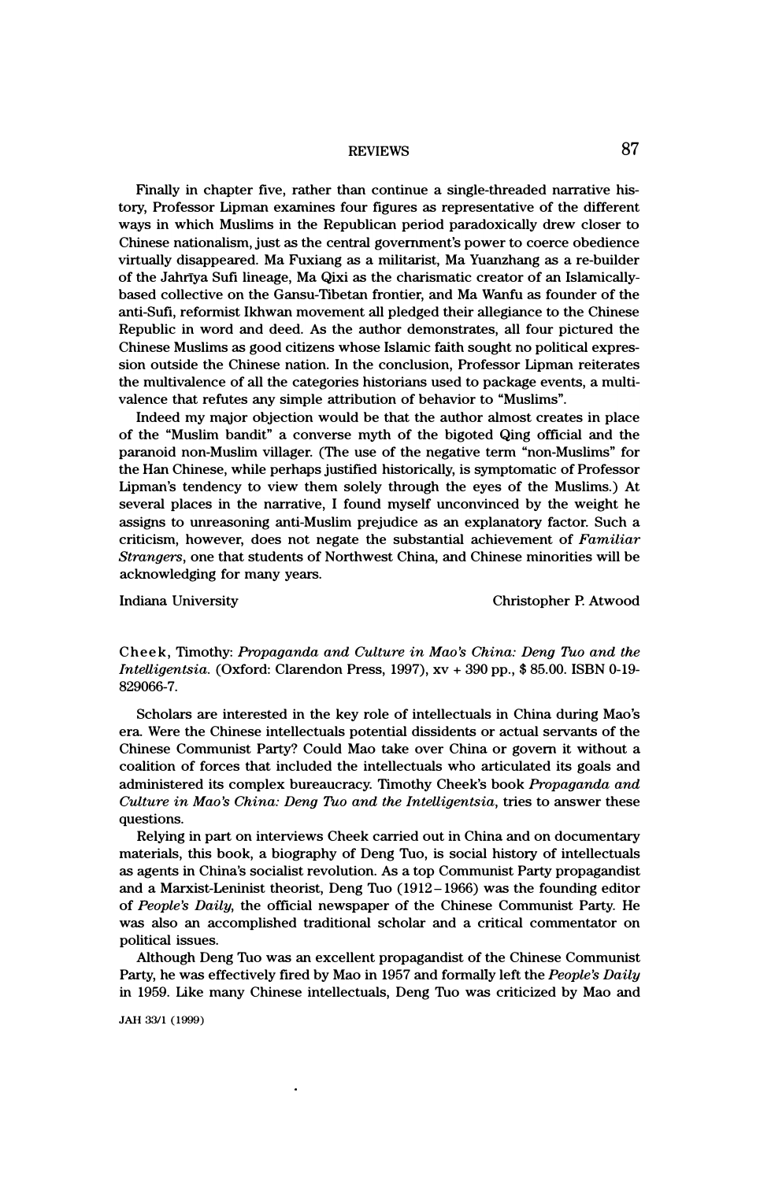Finally in chapter five, rather than continue a single-threaded narrative history, Professor Lipman examines four figures as representative of the different ways in which Muslims in the Republican period paradoxically drew closer to Chinese nationalism, just as the central government's power to coerce obedience virtually disappeared. Ma Fuxiang as a militarist, Ma Yuanzhang as a re-builder of the Jahrīya Sufi lineage, Ma Qixi as the charismatic creator of an Islamically-based collective on the Gansu-Tibetan frontier, and Ma Wanfu as founder of the anti-Sufi, reformist Ikhwan movement all pledged their allegiance to the Chinese Republic in word and deed. As the author demonstrates, all four pictured the Chinese Muslims as good citizens whose Islamic faith sought no political expression outside the Chinese nation. In the conclusion, Professor Lipman reiterates the multivalence of all the categories historians used to package events, a multivalence that refutes any simple attribution of behavior to "Muslims".

Indeed my major objection would be that the author almost creates in place of the "Muslim bandit" a converse myth of the bigoted Qing official and the paranoid non-Muslim villager. (The use of the negative term "non-Muslims" for the Han Chinese, while perhaps justified historically, is symptomatic of Professor Lipman's tendency to view them solely through the eyes of the Muslims.) At several places in the narrative, I found myself unconvinced by the weight he assigns to unreasoning anti-Muslim prejudice as an explanatory factor. Such a criticism, however, does not negate the substantial achievement of *Familiar Strangers*, one that students of Northwest China, and Chinese minorities will be acknowledging for many years.

Indiana University — Christopher P. Atwood

Cheek, Timothy: *Propaganda and Culture in Mao's China: Deng Tuo and the Intelligentsia.* (Oxford: Clarendon Press, 1997), xv + 390 pp., $ 85.00. ISBN 0-19-829066-7.

Scholars are interested in the key role of intellectuals in China during Mao's era. Were the Chinese intellectuals potential dissidents or actual servants of the Chinese Communist Party? Could Mao take over China or govern it without a coalition of forces that included the intellectuals who articulated its goals and administered its complex bureaucracy. Timothy Cheek's book *Propaganda and Culture in Mao's China: Deng Tuo and the Intelligentsia*, tries to answer these questions.

Relying in part on interviews Cheek carried out in China and on documentary materials, this book, a biography of Deng Tuo, is social history of intellectuals as agents in China's socialist revolution. As a top Communist Party propagandist and a Marxist-Leninist theorist, Deng Tuo (1912–1966) was the founding editor of *People's Daily*, the official newspaper of the Chinese Communist Party. He was also an accomplished traditional scholar and a critical commentator on political issues.

Although Deng Tuo was an excellent propagandist of the Chinese Communist Party, he was effectively fired by Mao in 1957 and formally left the *People's Daily* in 1959. Like many Chinese intellectuals, Deng Tuo was criticized by Mao and